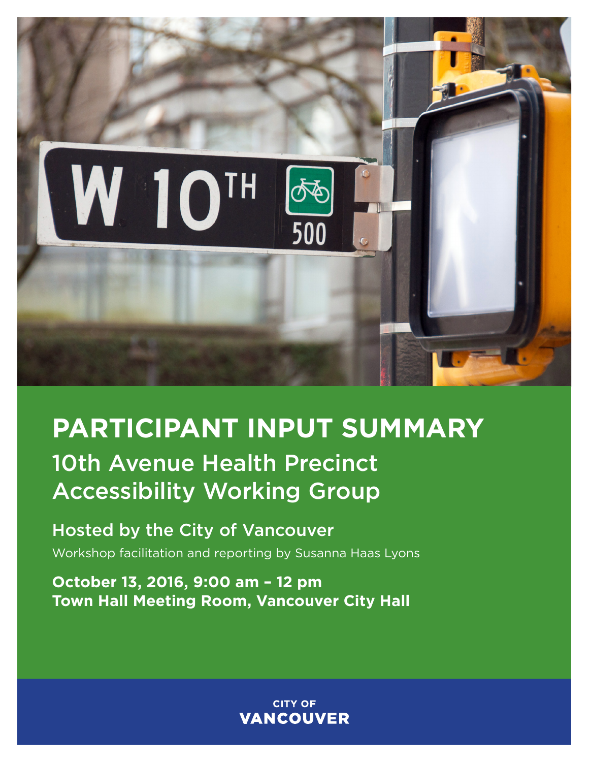# PARTICIPANT INPUT SUMMARY

## 10th Avenue Health Precinct Accessibility Working Group

### Hosted by the City of Vancouver

Workshop facilitation and reporting by Susanna Haas Lyons

**October 13, 2016, 9:00 am – 12 pm**
**Town Hall Meeting Room, Vancouver City Hall**

CITY OF
VANCOUVER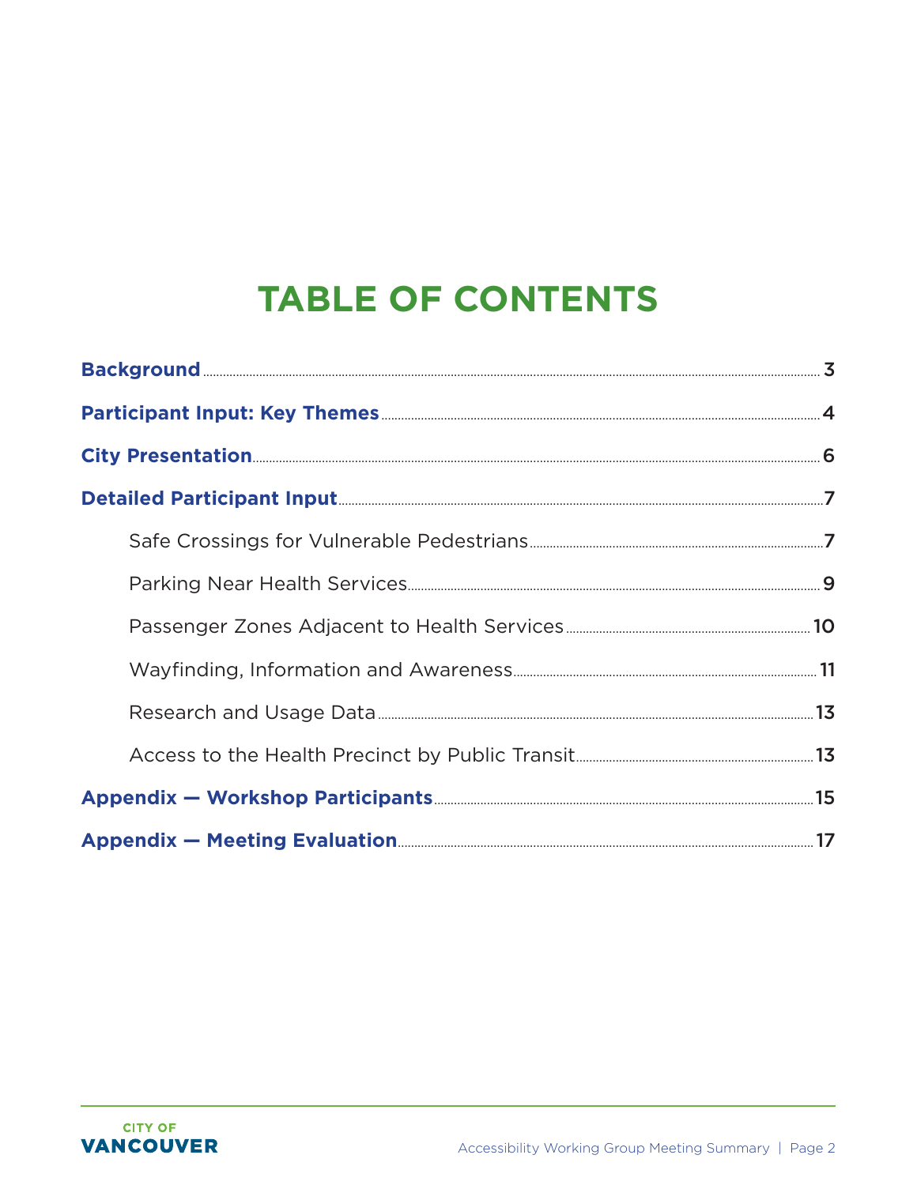# TABLE OF CONTENTS

**Background** .......... 3

**Participant Input: Key Themes** .......... 4

**City Presentation** .......... 6

**Detailed Participant Input** .......... 7

- Safe Crossings for Vulnerable Pedestrians .......... 7
- Parking Near Health Services .......... 9
- Passenger Zones Adjacent to Health Services .......... 10
- Wayfinding, Information and Awareness .......... 11
- Research and Usage Data .......... 13
- Access to the Health Precinct by Public Transit .......... 13

**Appendix — Workshop Participants** .......... 15

**Appendix — Meeting Evaluation** .......... 17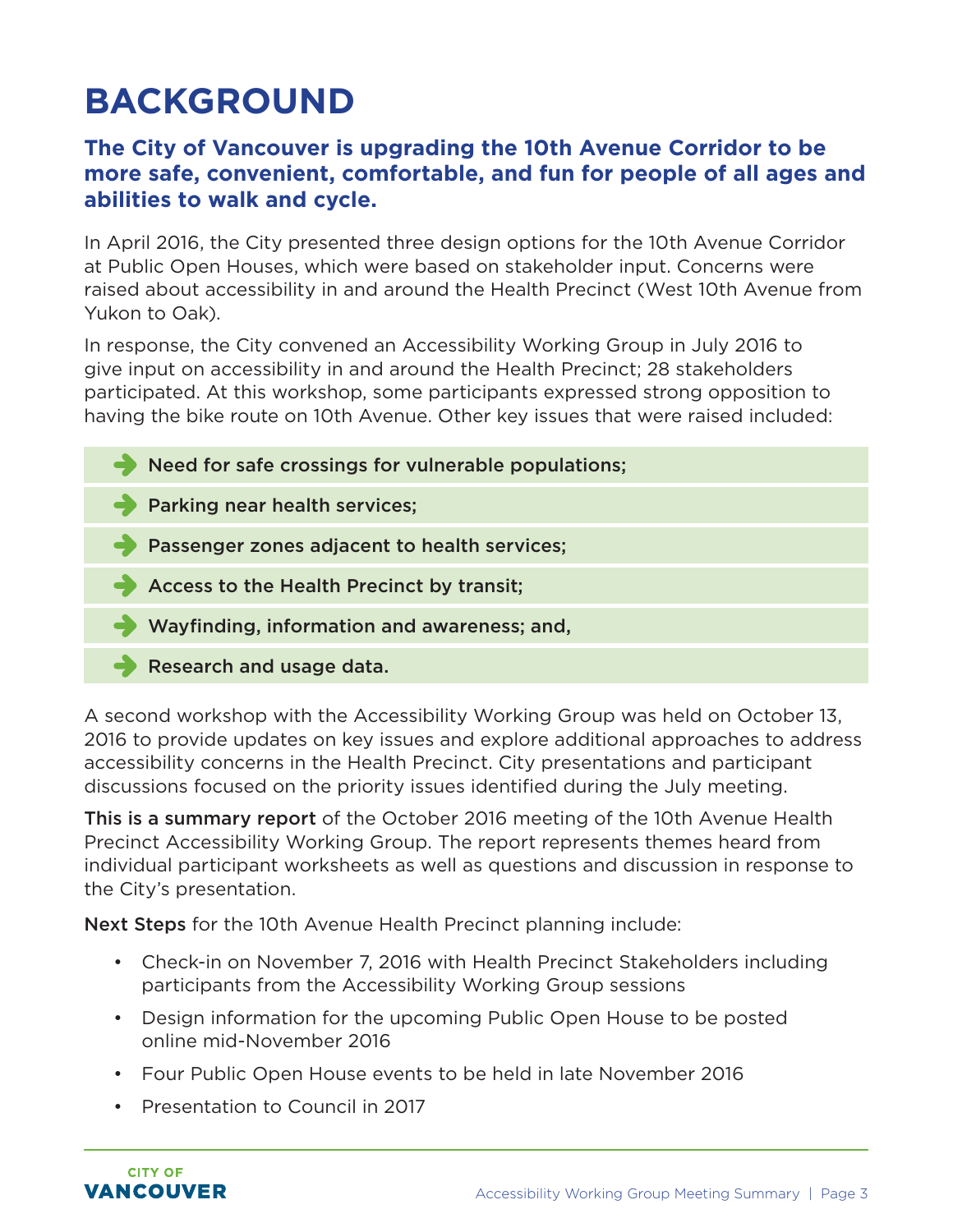# BACKGROUND

## The City of Vancouver is upgrading the 10th Avenue Corridor to be more safe, convenient, comfortable, and fun for people of all ages and abilities to walk and cycle.

In April 2016, the City presented three design options for the 10th Avenue Corridor at Public Open Houses, which were based on stakeholder input. Concerns were raised about accessibility in and around the Health Precinct (West 10th Avenue from Yukon to Oak).

In response, the City convened an Accessibility Working Group in July 2016 to give input on accessibility in and around the Health Precinct; 28 stakeholders participated. At this workshop, some participants expressed strong opposition to having the bike route on 10th Avenue. Other key issues that were raised included:

- **Need for safe crossings for vulnerable populations;**
- **Parking near health services;**
- **Passenger zones adjacent to health services;**
- **Access to the Health Precinct by transit;**
- **Wayfinding, information and awareness; and,**
- **Research and usage data.**

A second workshop with the Accessibility Working Group was held on October 13, 2016 to provide updates on key issues and explore additional approaches to address accessibility concerns in the Health Precinct. City presentations and participant discussions focused on the priority issues identified during the July meeting.

**This is a summary report** of the October 2016 meeting of the 10th Avenue Health Precinct Accessibility Working Group. The report represents themes heard from individual participant worksheets as well as questions and discussion in response to the City's presentation.

**Next Steps** for the 10th Avenue Health Precinct planning include:

- Check-in on November 7, 2016 with Health Precinct Stakeholders including participants from the Accessibility Working Group sessions
- Design information for the upcoming Public Open House to be posted online mid-November 2016
- Four Public Open House events to be held in late November 2016
- Presentation to Council in 2017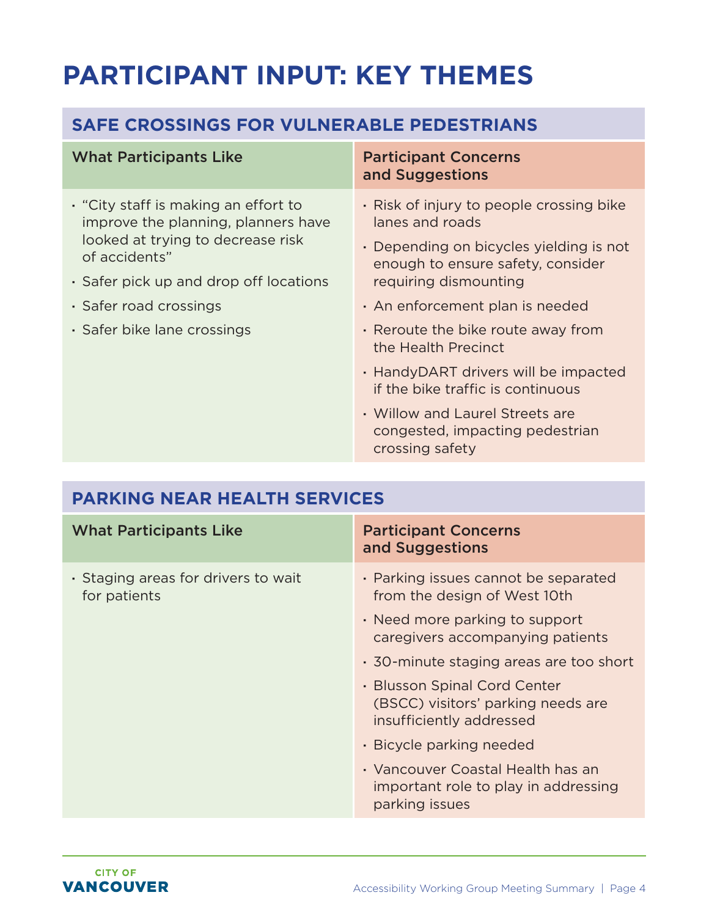# PARTICIPANT INPUT: KEY THEMES

## SAFE CROSSINGS FOR VULNERABLE PEDESTRIANS

| What Participants Like | Participant Concerns and Suggestions |
|---|---|
| • "City staff is making an effort to improve the planning, planners have looked at trying to decrease risk of accidents"<br>• Safer pick up and drop off locations<br>• Safer road crossings<br>• Safer bike lane crossings | • Risk of injury to people crossing bike lanes and roads<br>• Depending on bicycles yielding is not enough to ensure safety, consider requiring dismounting<br>• An enforcement plan is needed<br>• Reroute the bike route away from the Health Precinct<br>• HandyDART drivers will be impacted if the bike traffic is continuous<br>• Willow and Laurel Streets are congested, impacting pedestrian crossing safety |

## PARKING NEAR HEALTH SERVICES

| What Participants Like | Participant Concerns and Suggestions |
|---|---|
| • Staging areas for drivers to wait for patients | • Parking issues cannot be separated from the design of West 10th<br>• Need more parking to support caregivers accompanying patients<br>• 30-minute staging areas are too short<br>• Blusson Spinal Cord Center (BSCC) visitors' parking needs are insufficiently addressed<br>• Bicycle parking needed<br>• Vancouver Coastal Health has an important role to play in addressing parking issues |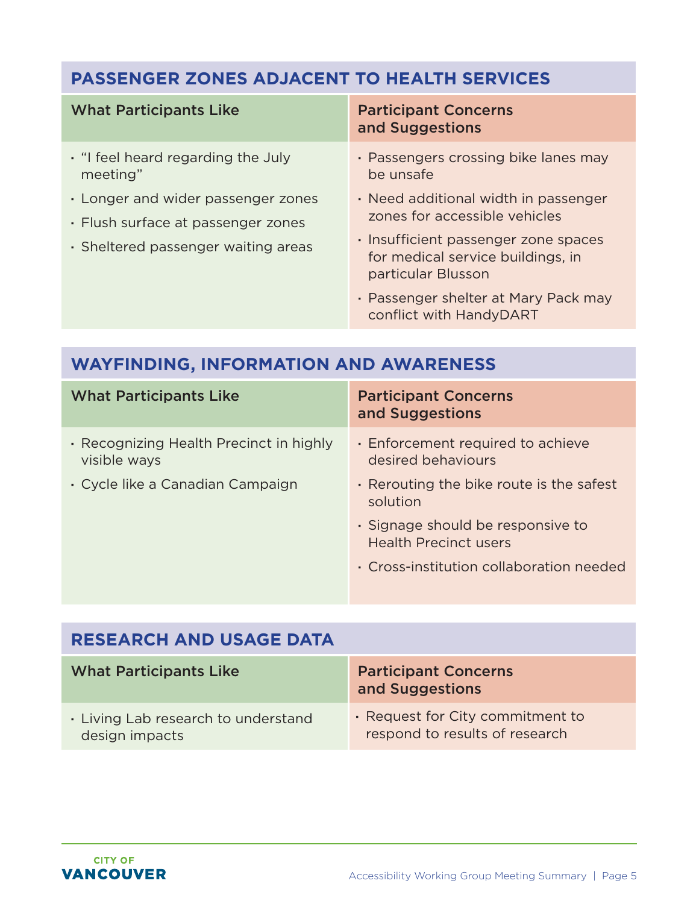## PASSENGER ZONES ADJACENT TO HEALTH SERVICES

| What Participants Like | Participant Concerns and Suggestions |
|---|---|
| • "I feel heard regarding the July meeting"<br>• Longer and wider passenger zones<br>• Flush surface at passenger zones<br>• Sheltered passenger waiting areas | • Passengers crossing bike lanes may be unsafe<br>• Need additional width in passenger zones for accessible vehicles<br>• Insufficient passenger zone spaces for medical service buildings, in particular Blusson<br>• Passenger shelter at Mary Pack may conflict with HandyDART |

## WAYFINDING, INFORMATION AND AWARENESS

| What Participants Like | Participant Concerns and Suggestions |
|---|---|
| • Recognizing Health Precinct in highly visible ways<br>• Cycle like a Canadian Campaign | • Enforcement required to achieve desired behaviours<br>• Rerouting the bike route is the safest solution<br>• Signage should be responsive to Health Precinct users<br>• Cross-institution collaboration needed |

## RESEARCH AND USAGE DATA

| What Participants Like | Participant Concerns and Suggestions |
|---|---|
| • Living Lab research to understand design impacts | • Request for City commitment to respond to results of research |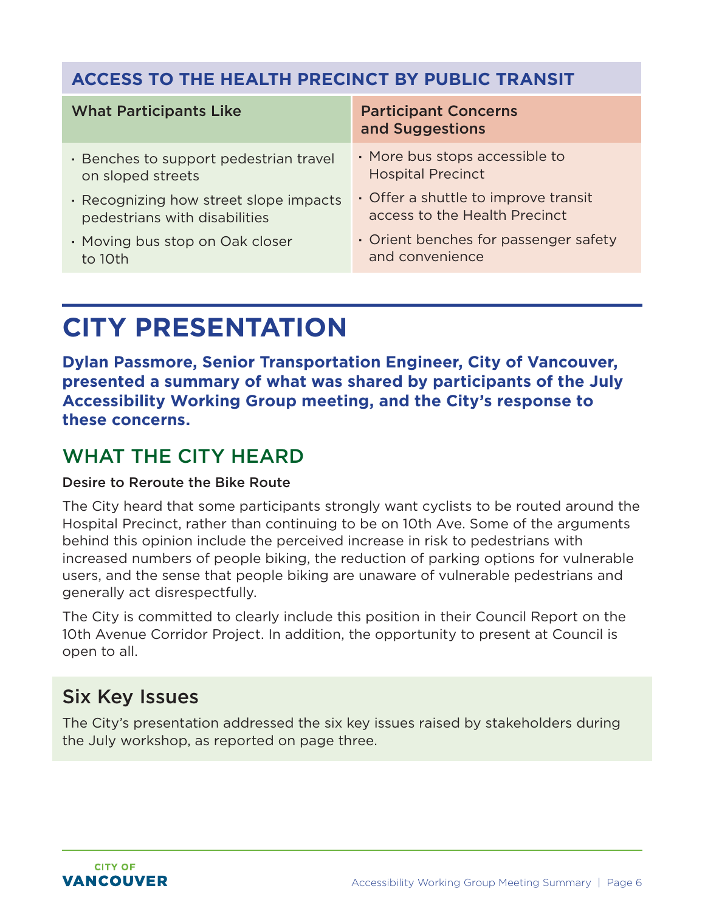## ACCESS TO THE HEALTH PRECINCT BY PUBLIC TRANSIT

| What Participants Like | Participant Concerns and Suggestions |
|---|---|
| • Benches to support pedestrian travel on sloped streets<br>• Recognizing how street slope impacts pedestrians with disabilities<br>• Moving bus stop on Oak closer to 10th | • More bus stops accessible to Hospital Precinct<br>• Offer a shuttle to improve transit access to the Health Precinct<br>• Orient benches for passenger safety and convenience |

# CITY PRESENTATION

**Dylan Passmore, Senior Transportation Engineer, City of Vancouver, presented a summary of what was shared by participants of the July Accessibility Working Group meeting, and the City's response to these concerns.**

## WHAT THE CITY HEARD

### Desire to Reroute the Bike Route

The City heard that some participants strongly want cyclists to be routed around the Hospital Precinct, rather than continuing to be on 10th Ave. Some of the arguments behind this opinion include the perceived increase in risk to pedestrians with increased numbers of people biking, the reduction of parking options for vulnerable users, and the sense that people biking are unaware of vulnerable pedestrians and generally act disrespectfully.

The City is committed to clearly include this position in their Council Report on the 10th Avenue Corridor Project. In addition, the opportunity to present at Council is open to all.

### Six Key Issues

The City's presentation addressed the six key issues raised by stakeholders during the July workshop, as reported on page three.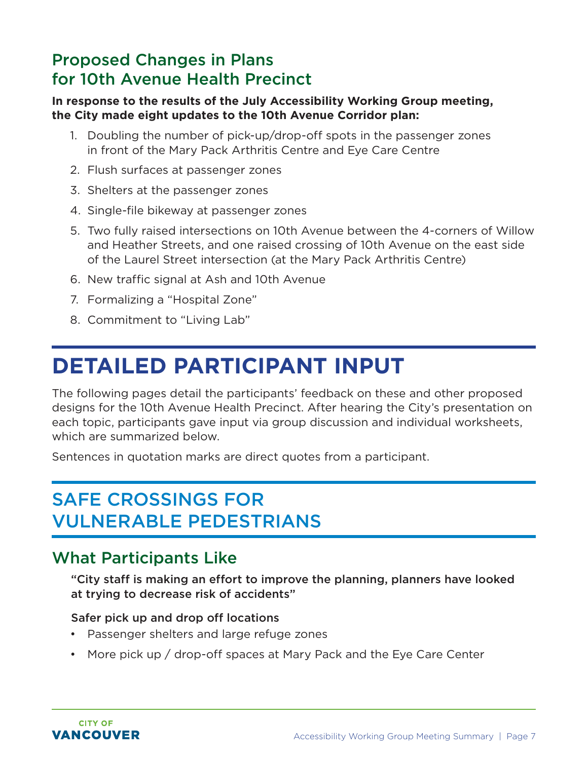## Proposed Changes in Plans for 10th Avenue Health Precinct

**In response to the results of the July Accessibility Working Group meeting, the City made eight updates to the 10th Avenue Corridor plan:**

1. Doubling the number of pick-up/drop-off spots in the passenger zones in front of the Mary Pack Arthritis Centre and Eye Care Centre
2. Flush surfaces at passenger zones
3. Shelters at the passenger zones
4. Single-file bikeway at passenger zones
5. Two fully raised intersections on 10th Avenue between the 4-corners of Willow and Heather Streets, and one raised crossing of 10th Avenue on the east side of the Laurel Street intersection (at the Mary Pack Arthritis Centre)
6. New traffic signal at Ash and 10th Avenue
7. Formalizing a "Hospital Zone"
8. Commitment to "Living Lab"

# DETAILED PARTICIPANT INPUT

The following pages detail the participants' feedback on these and other proposed designs for the 10th Avenue Health Precinct. After hearing the City's presentation on each topic, participants gave input via group discussion and individual worksheets, which are summarized below.

Sentences in quotation marks are direct quotes from a participant.

## SAFE CROSSINGS FOR VULNERABLE PEDESTRIANS

### What Participants Like

**"City staff is making an effort to improve the planning, planners have looked at trying to decrease risk of accidents"**

Safer pick up and drop off locations

- Passenger shelters and large refuge zones
- More pick up / drop-off spaces at Mary Pack and the Eye Care Center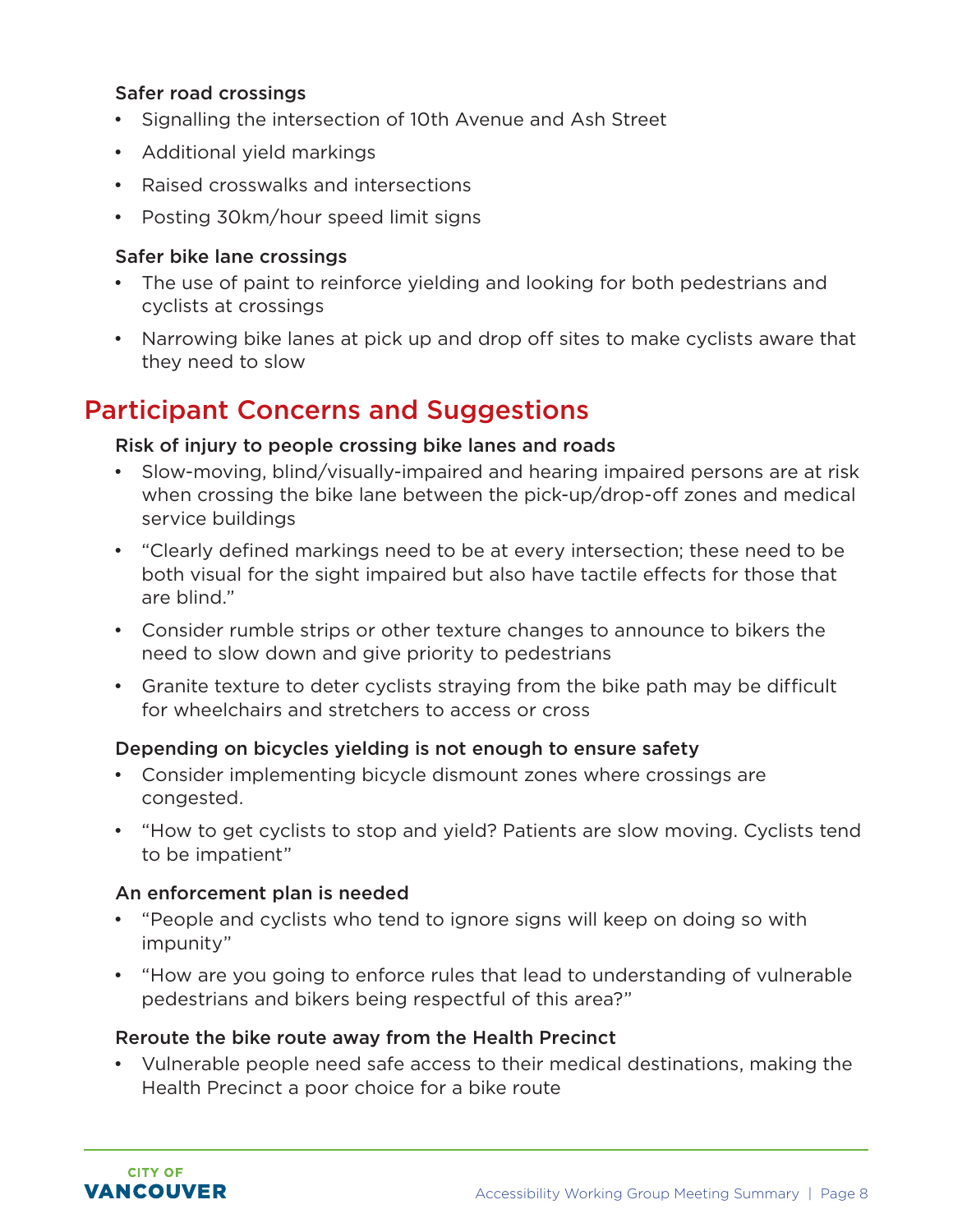**Safer road crossings**

- Signalling the intersection of 10th Avenue and Ash Street
- Additional yield markings
- Raised crosswalks and intersections
- Posting 30km/hour speed limit signs

**Safer bike lane crossings**

- The use of paint to reinforce yielding and looking for both pedestrians and cyclists at crossings
- Narrowing bike lanes at pick up and drop off sites to make cyclists aware that they need to slow

## Participant Concerns and Suggestions

**Risk of injury to people crossing bike lanes and roads**

- Slow-moving, blind/visually-impaired and hearing impaired persons are at risk when crossing the bike lane between the pick-up/drop-off zones and medical service buildings
- "Clearly defined markings need to be at every intersection; these need to be both visual for the sight impaired but also have tactile effects for those that are blind."
- Consider rumble strips or other texture changes to announce to bikers the need to slow down and give priority to pedestrians
- Granite texture to deter cyclists straying from the bike path may be difficult for wheelchairs and stretchers to access or cross

**Depending on bicycles yielding is not enough to ensure safety**

- Consider implementing bicycle dismount zones where crossings are congested.
- "How to get cyclists to stop and yield? Patients are slow moving. Cyclists tend to be impatient"

**An enforcement plan is needed**

- "People and cyclists who tend to ignore signs will keep on doing so with impunity"
- "How are you going to enforce rules that lead to understanding of vulnerable pedestrians and bikers being respectful of this area?"

**Reroute the bike route away from the Health Precinct**

- Vulnerable people need safe access to their medical destinations, making the Health Precinct a poor choice for a bike route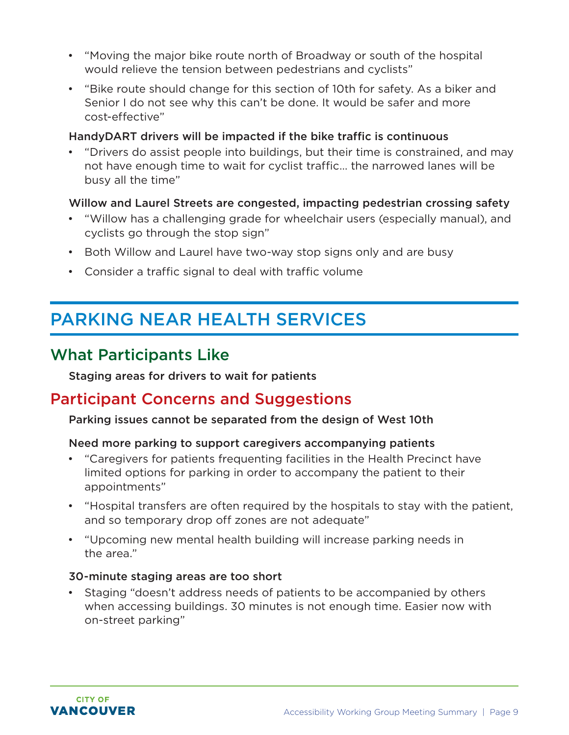- "Moving the major bike route north of Broadway or south of the hospital would relieve the tension between pedestrians and cyclists"
- "Bike route should change for this section of 10th for safety. As a biker and Senior I do not see why this can't be done. It would be safer and more cost-effective"

**HandyDART drivers will be impacted if the bike traffic is continuous**

- "Drivers do assist people into buildings, but their time is constrained, and may not have enough time to wait for cyclist traffic… the narrowed lanes will be busy all the time"

**Willow and Laurel Streets are congested, impacting pedestrian crossing safety**

- "Willow has a challenging grade for wheelchair users (especially manual), and cyclists go through the stop sign"
- Both Willow and Laurel have two-way stop signs only and are busy
- Consider a traffic signal to deal with traffic volume

# PARKING NEAR HEALTH SERVICES

## What Participants Like

**Staging areas for drivers to wait for patients**

## Participant Concerns and Suggestions

**Parking issues cannot be separated from the design of West 10th**

**Need more parking to support caregivers accompanying patients**

- "Caregivers for patients frequenting facilities in the Health Precinct have limited options for parking in order to accompany the patient to their appointments"
- "Hospital transfers are often required by the hospitals to stay with the patient, and so temporary drop off zones are not adequate"
- "Upcoming new mental health building will increase parking needs in the area."

**30-minute staging areas are too short**

- Staging "doesn't address needs of patients to be accompanied by others when accessing buildings. 30 minutes is not enough time. Easier now with on-street parking"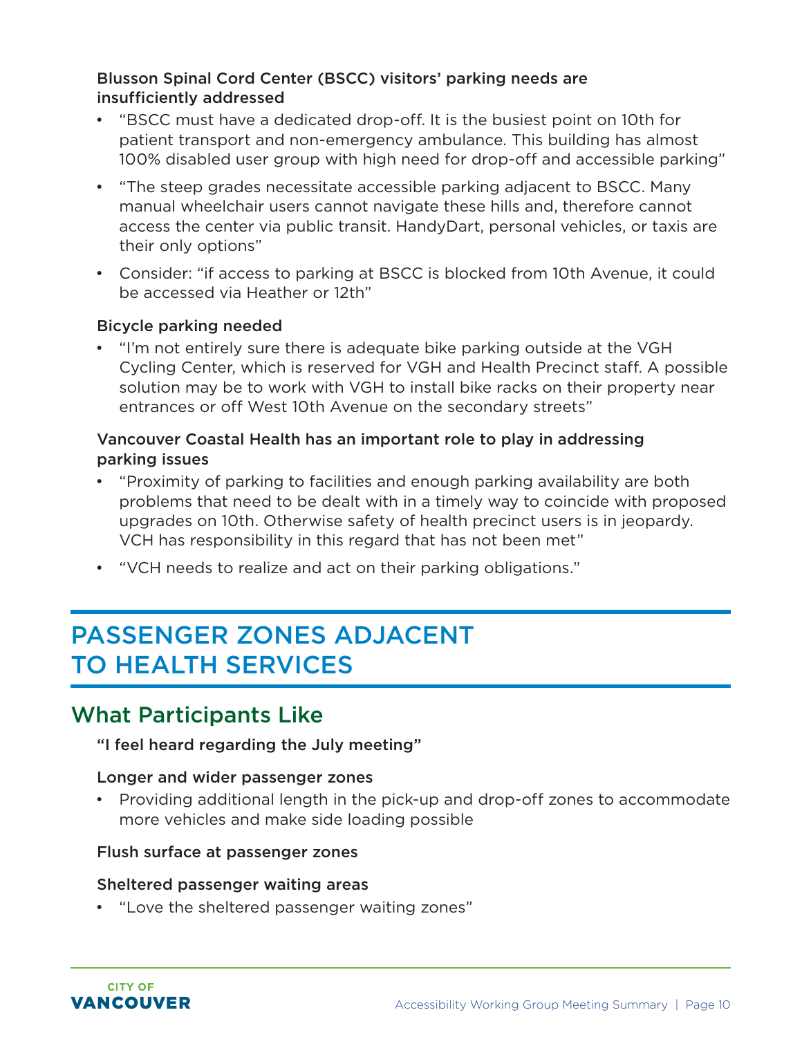**Blusson Spinal Cord Center (BSCC) visitors' parking needs are insufficiently addressed**

- "BSCC must have a dedicated drop-off. It is the busiest point on 10th for patient transport and non-emergency ambulance. This building has almost 100% disabled user group with high need for drop-off and accessible parking"
- "The steep grades necessitate accessible parking adjacent to BSCC. Many manual wheelchair users cannot navigate these hills and, therefore cannot access the center via public transit. HandyDart, personal vehicles, or taxis are their only options"
- Consider: "if access to parking at BSCC is blocked from 10th Avenue, it could be accessed via Heather or 12th"

**Bicycle parking needed**

- "I'm not entirely sure there is adequate bike parking outside at the VGH Cycling Center, which is reserved for VGH and Health Precinct staff. A possible solution may be to work with VGH to install bike racks on their property near entrances or off West 10th Avenue on the secondary streets"

**Vancouver Coastal Health has an important role to play in addressing parking issues**

- "Proximity of parking to facilities and enough parking availability are both problems that need to be dealt with in a timely way to coincide with proposed upgrades on 10th. Otherwise safety of health precinct users is in jeopardy. VCH has responsibility in this regard that has not been met"
- "VCH needs to realize and act on their parking obligations."

# PASSENGER ZONES ADJACENT TO HEALTH SERVICES

## What Participants Like

**"I feel heard regarding the July meeting"**

**Longer and wider passenger zones**

- Providing additional length in the pick-up and drop-off zones to accommodate more vehicles and make side loading possible

**Flush surface at passenger zones**

**Sheltered passenger waiting areas**

- "Love the sheltered passenger waiting zones"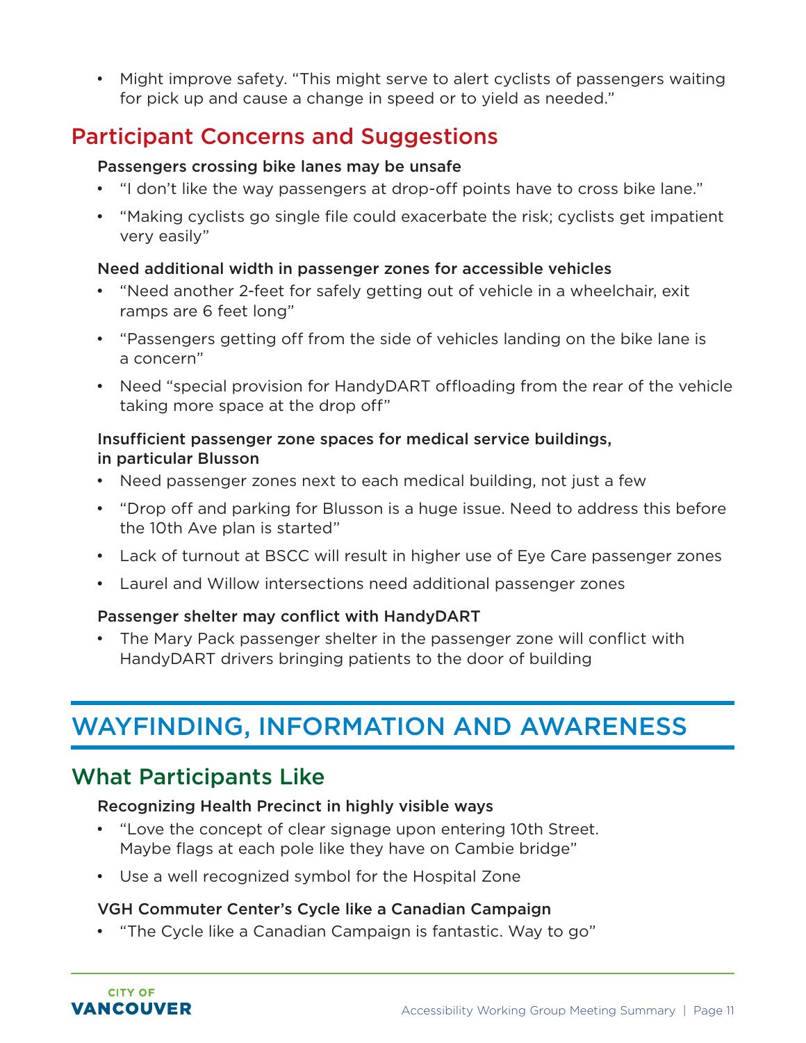- Might improve safety. "This might serve to alert cyclists of passengers waiting for pick up and cause a change in speed or to yield as needed."

## Participant Concerns and Suggestions

### Passengers crossing bike lanes may be unsafe

- "I don't like the way passengers at drop-off points have to cross bike lane."
- "Making cyclists go single file could exacerbate the risk; cyclists get impatient very easily"

### Need additional width in passenger zones for accessible vehicles

- "Need another 2-feet for safely getting out of vehicle in a wheelchair, exit ramps are 6 feet long"
- "Passengers getting off from the side of vehicles landing on the bike lane is a concern"
- Need "special provision for HandyDART offloading from the rear of the vehicle taking more space at the drop off"

### Insufficient passenger zone spaces for medical service buildings, in particular Blusson

- Need passenger zones next to each medical building, not just a few
- "Drop off and parking for Blusson is a huge issue. Need to address this before the 10th Ave plan is started"
- Lack of turnout at BSCC will result in higher use of Eye Care passenger zones
- Laurel and Willow intersections need additional passenger zones

### Passenger shelter may conflict with HandyDART

- The Mary Pack passenger shelter in the passenger zone will conflict with HandyDART drivers bringing patients to the door of building

# WAYFINDING, INFORMATION AND AWARENESS

## What Participants Like

### Recognizing Health Precinct in highly visible ways

- "Love the concept of clear signage upon entering 10th Street. Maybe flags at each pole like they have on Cambie bridge"
- Use a well recognized symbol for the Hospital Zone

### VGH Commuter Center's Cycle like a Canadian Campaign

- "The Cycle like a Canadian Campaign is fantastic. Way to go"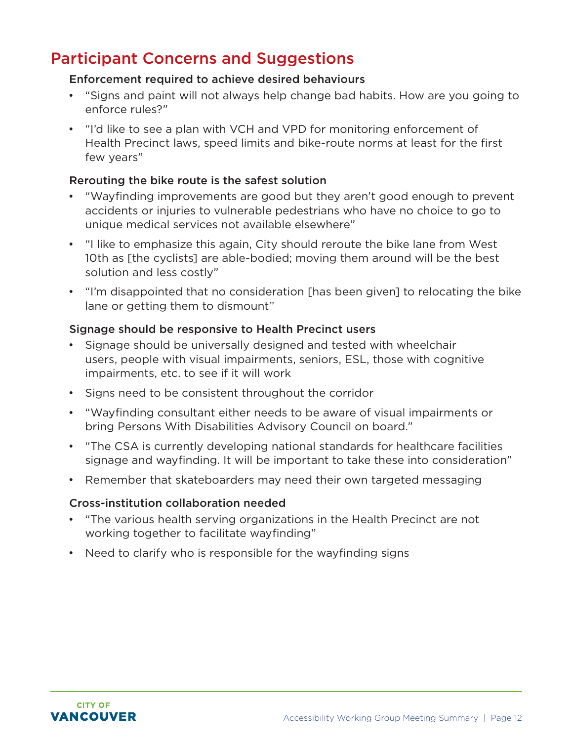## Participant Concerns and Suggestions

### Enforcement required to achieve desired behaviours

- "Signs and paint will not always help change bad habits. How are you going to enforce rules?"
- "I'd like to see a plan with VCH and VPD for monitoring enforcement of Health Precinct laws, speed limits and bike-route norms at least for the first few years"

### Rerouting the bike route is the safest solution

- "Wayfinding improvements are good but they aren't good enough to prevent accidents or injuries to vulnerable pedestrians who have no choice to go to unique medical services not available elsewhere"
- "I like to emphasize this again, City should reroute the bike lane from West 10th as [the cyclists] are able-bodied; moving them around will be the best solution and less costly"
- "I'm disappointed that no consideration [has been given] to relocating the bike lane or getting them to dismount"

### Signage should be responsive to Health Precinct users

- Signage should be universally designed and tested with wheelchair users, people with visual impairments, seniors, ESL, those with cognitive impairments, etc. to see if it will work
- Signs need to be consistent throughout the corridor
- "Wayfinding consultant either needs to be aware of visual impairments or bring Persons With Disabilities Advisory Council on board."
- "The CSA is currently developing national standards for healthcare facilities signage and wayfinding. It will be important to take these into consideration"
- Remember that skateboarders may need their own targeted messaging

### Cross-institution collaboration needed

- "The various health serving organizations in the Health Precinct are not working together to facilitate wayfinding"
- Need to clarify who is responsible for the wayfinding signs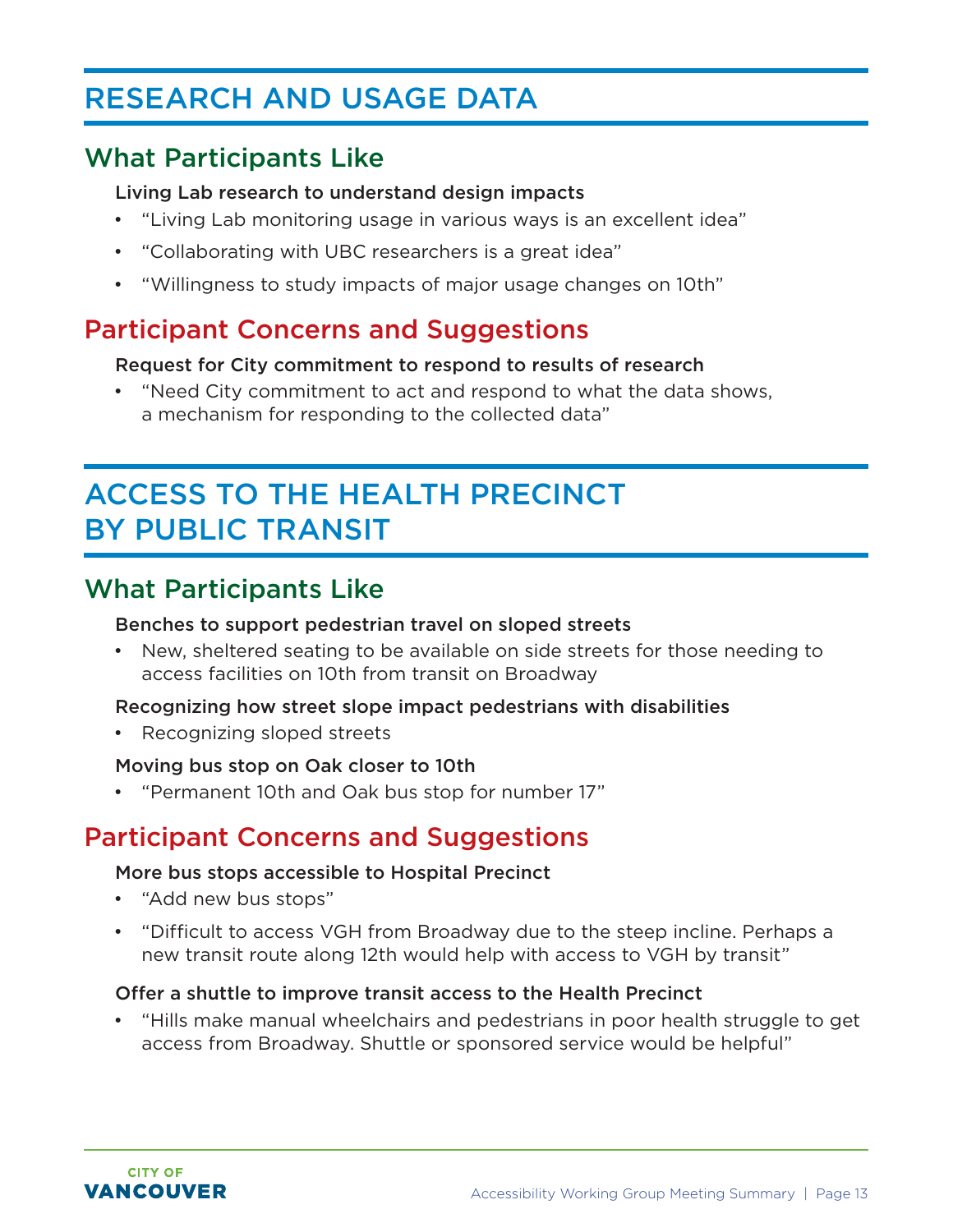# RESEARCH AND USAGE DATA

## What Participants Like

**Living Lab research to understand design impacts**

- "Living Lab monitoring usage in various ways is an excellent idea"
- "Collaborating with UBC researchers is a great idea"
- "Willingness to study impacts of major usage changes on 10th"

## Participant Concerns and Suggestions

**Request for City commitment to respond to results of research**

- "Need City commitment to act and respond to what the data shows, a mechanism for responding to the collected data"

# ACCESS TO THE HEALTH PRECINCT BY PUBLIC TRANSIT

## What Participants Like

**Benches to support pedestrian travel on sloped streets**

- New, sheltered seating to be available on side streets for those needing to access facilities on 10th from transit on Broadway

**Recognizing how street slope impact pedestrians with disabilities**

- Recognizing sloped streets

**Moving bus stop on Oak closer to 10th**

- "Permanent 10th and Oak bus stop for number 17"

## Participant Concerns and Suggestions

**More bus stops accessible to Hospital Precinct**

- "Add new bus stops"
- "Difficult to access VGH from Broadway due to the steep incline. Perhaps a new transit route along 12th would help with access to VGH by transit"

**Offer a shuttle to improve transit access to the Health Precinct**

- "Hills make manual wheelchairs and pedestrians in poor health struggle to get access from Broadway. Shuttle or sponsored service would be helpful"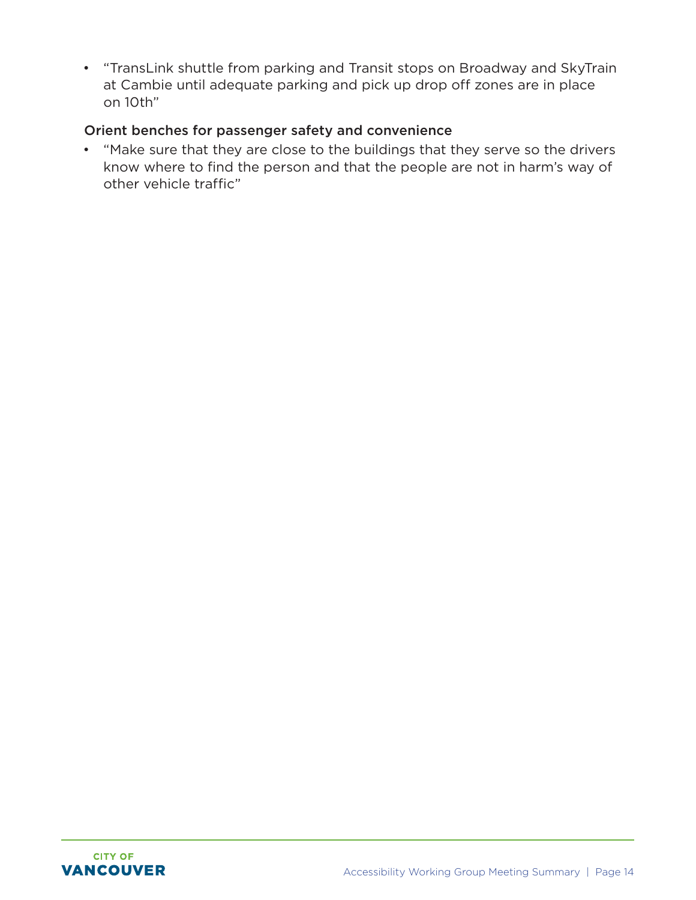- "TransLink shuttle from parking and Transit stops on Broadway and SkyTrain at Cambie until adequate parking and pick up drop off zones are in place on 10th"

### Orient benches for passenger safety and convenience

- "Make sure that they are close to the buildings that they serve so the drivers know where to find the person and that the people are not in harm's way of other vehicle traffic"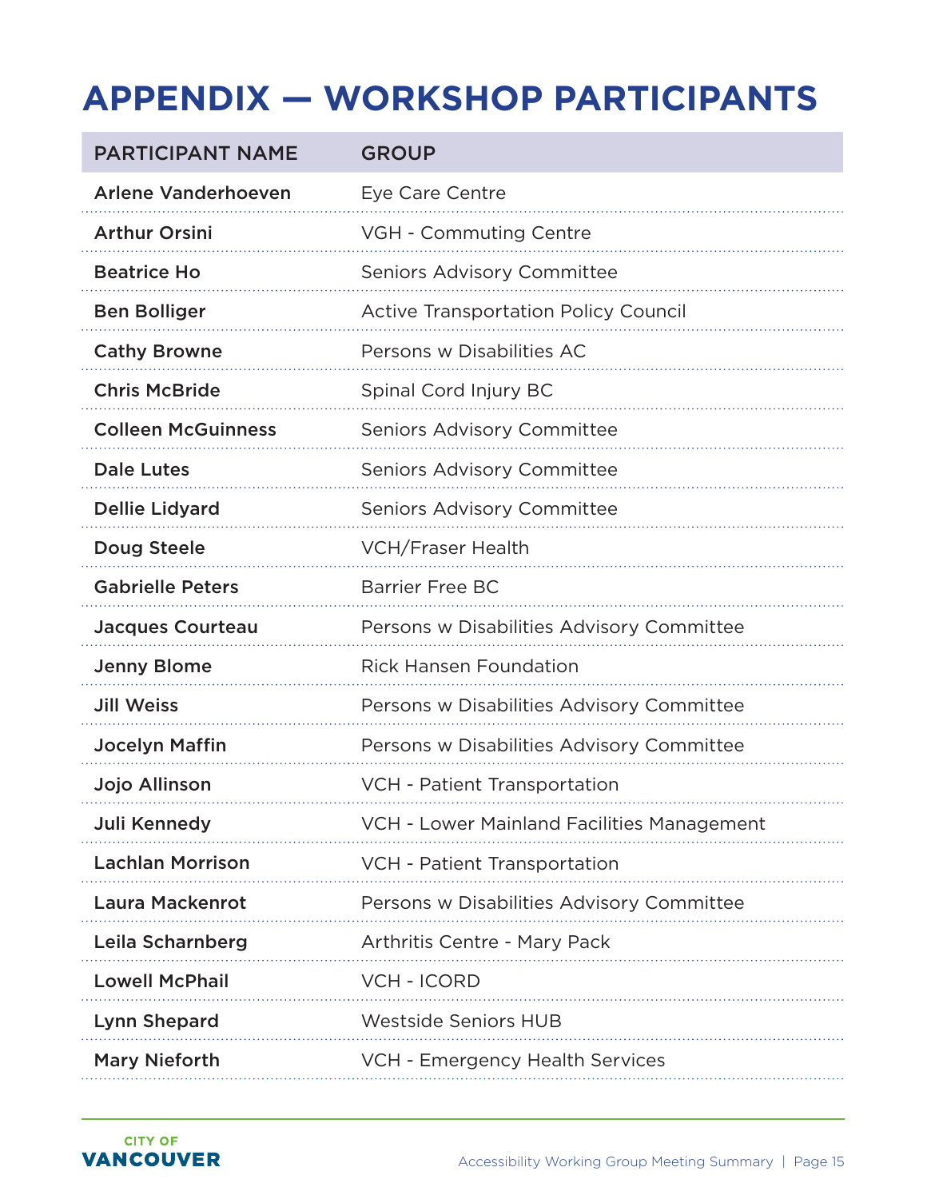# APPENDIX — WORKSHOP PARTICIPANTS

| PARTICIPANT NAME | GROUP |
|---|---|
| **Arlene Vanderhoeven** | Eye Care Centre |
| **Arthur Orsini** | VGH - Commuting Centre |
| **Beatrice Ho** | Seniors Advisory Committee |
| **Ben Bolliger** | Active Transportation Policy Council |
| **Cathy Browne** | Persons w Disabilities AC |
| **Chris McBride** | Spinal Cord Injury BC |
| **Colleen McGuinness** | Seniors Advisory Committee |
| **Dale Lutes** | Seniors Advisory Committee |
| **Dellie Lidyard** | Seniors Advisory Committee |
| **Doug Steele** | VCH/Fraser Health |
| **Gabrielle Peters** | Barrier Free BC |
| **Jacques Courteau** | Persons w Disabilities Advisory Committee |
| **Jenny Blome** | Rick Hansen Foundation |
| **Jill Weiss** | Persons w Disabilities Advisory Committee |
| **Jocelyn Maffin** | Persons w Disabilities Advisory Committee |
| **Jojo Allinson** | VCH - Patient Transportation |
| **Juli Kennedy** | VCH - Lower Mainland Facilities Management |
| **Lachlan Morrison** | VCH - Patient Transportation |
| **Laura Mackenrot** | Persons w Disabilities Advisory Committee |
| **Leila Scharnberg** | Arthritis Centre - Mary Pack |
| **Lowell McPhail** | VCH - ICORD |
| **Lynn Shepard** | Westside Seniors HUB |
| **Mary Nieforth** | VCH - Emergency Health Services |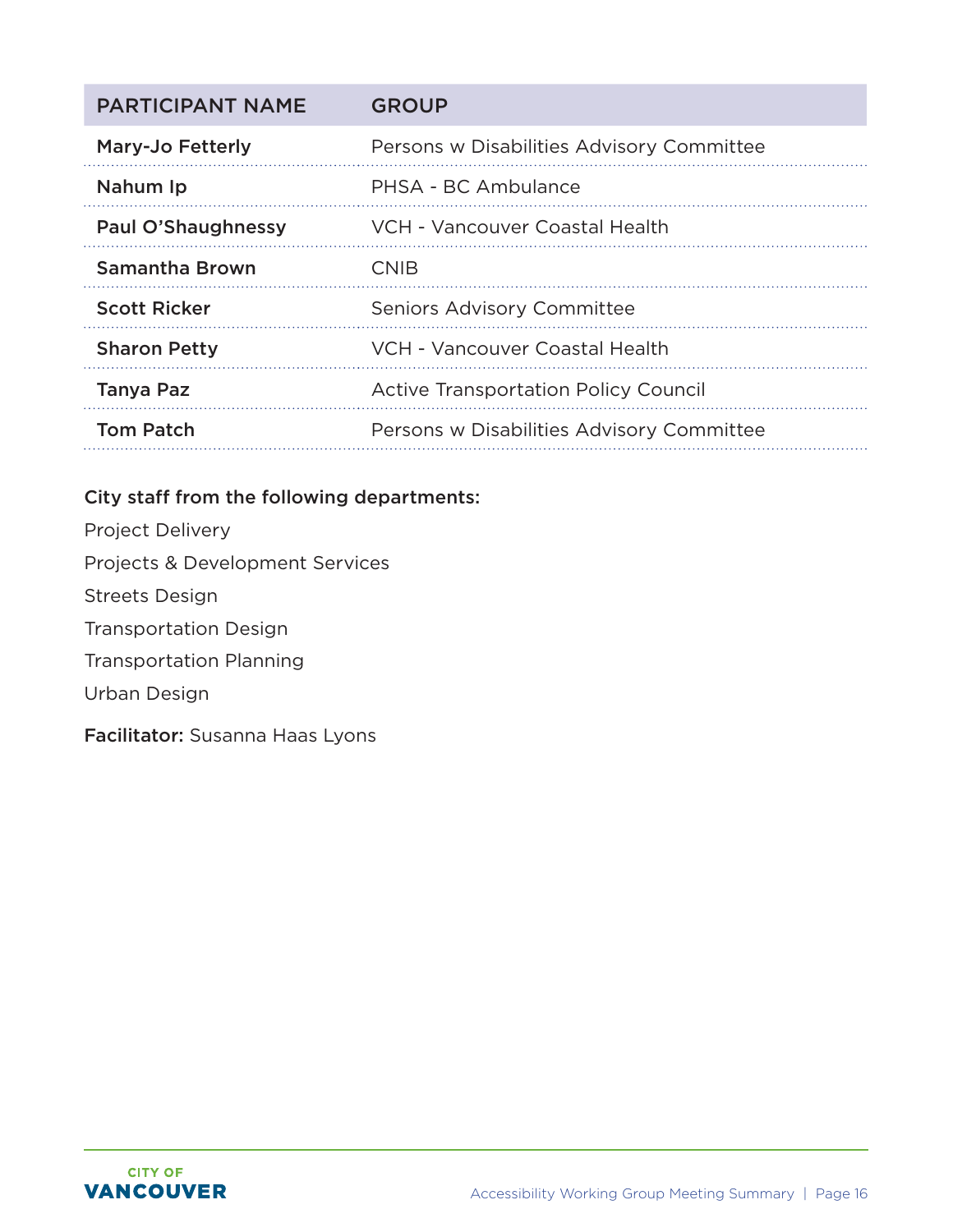| PARTICIPANT NAME | GROUP |
| --- | --- |
| **Mary-Jo Fetterly** | Persons w Disabilities Advisory Committee |
| **Nahum Ip** | PHSA - BC Ambulance |
| **Paul O'Shaughnessy** | VCH - Vancouver Coastal Health |
| **Samantha Brown** | CNIB |
| **Scott Ricker** | Seniors Advisory Committee |
| **Sharon Petty** | VCH - Vancouver Coastal Health |
| **Tanya Paz** | Active Transportation Policy Council |
| **Tom Patch** | Persons w Disabilities Advisory Committee |

**City staff from the following departments:**

Project Delivery

Projects & Development Services

Streets Design

Transportation Design

Transportation Planning

Urban Design

**Facilitator:** Susanna Haas Lyons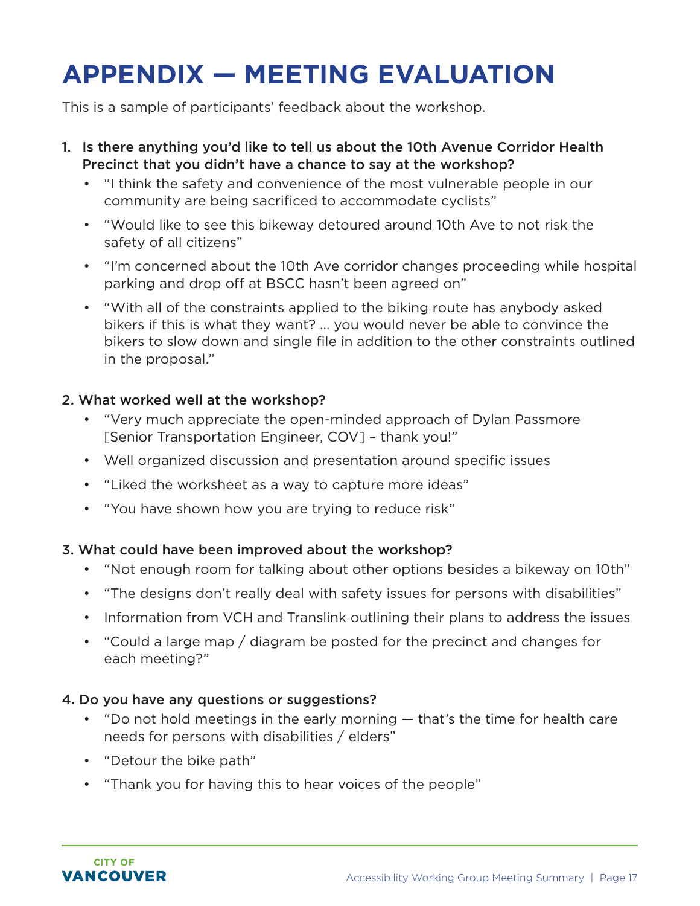# APPENDIX — MEETING EVALUATION

This is a sample of participants' feedback about the workshop.

1. **Is there anything you'd like to tell us about the 10th Avenue Corridor Health Precinct that you didn't have a chance to say at the workshop?**
   - "I think the safety and convenience of the most vulnerable people in our community are being sacrificed to accommodate cyclists"
   - "Would like to see this bikeway detoured around 10th Ave to not risk the safety of all citizens"
   - "I'm concerned about the 10th Ave corridor changes proceeding while hospital parking and drop off at BSCC hasn't been agreed on"
   - "With all of the constraints applied to the biking route has anybody asked bikers if this is what they want? … you would never be able to convince the bikers to slow down and single file in addition to the other constraints outlined in the proposal."

2. **What worked well at the workshop?**
   - "Very much appreciate the open-minded approach of Dylan Passmore [Senior Transportation Engineer, COV] – thank you!"
   - Well organized discussion and presentation around specific issues
   - "Liked the worksheet as a way to capture more ideas"
   - "You have shown how you are trying to reduce risk"

3. **What could have been improved about the workshop?**
   - "Not enough room for talking about other options besides a bikeway on 10th"
   - "The designs don't really deal with safety issues for persons with disabilities"
   - Information from VCH and Translink outlining their plans to address the issues
   - "Could a large map / diagram be posted for the precinct and changes for each meeting?"

4. **Do you have any questions or suggestions?**
   - "Do not hold meetings in the early morning — that's the time for health care needs for persons with disabilities / elders"
   - "Detour the bike path"
   - "Thank you for having this to hear voices of the people"